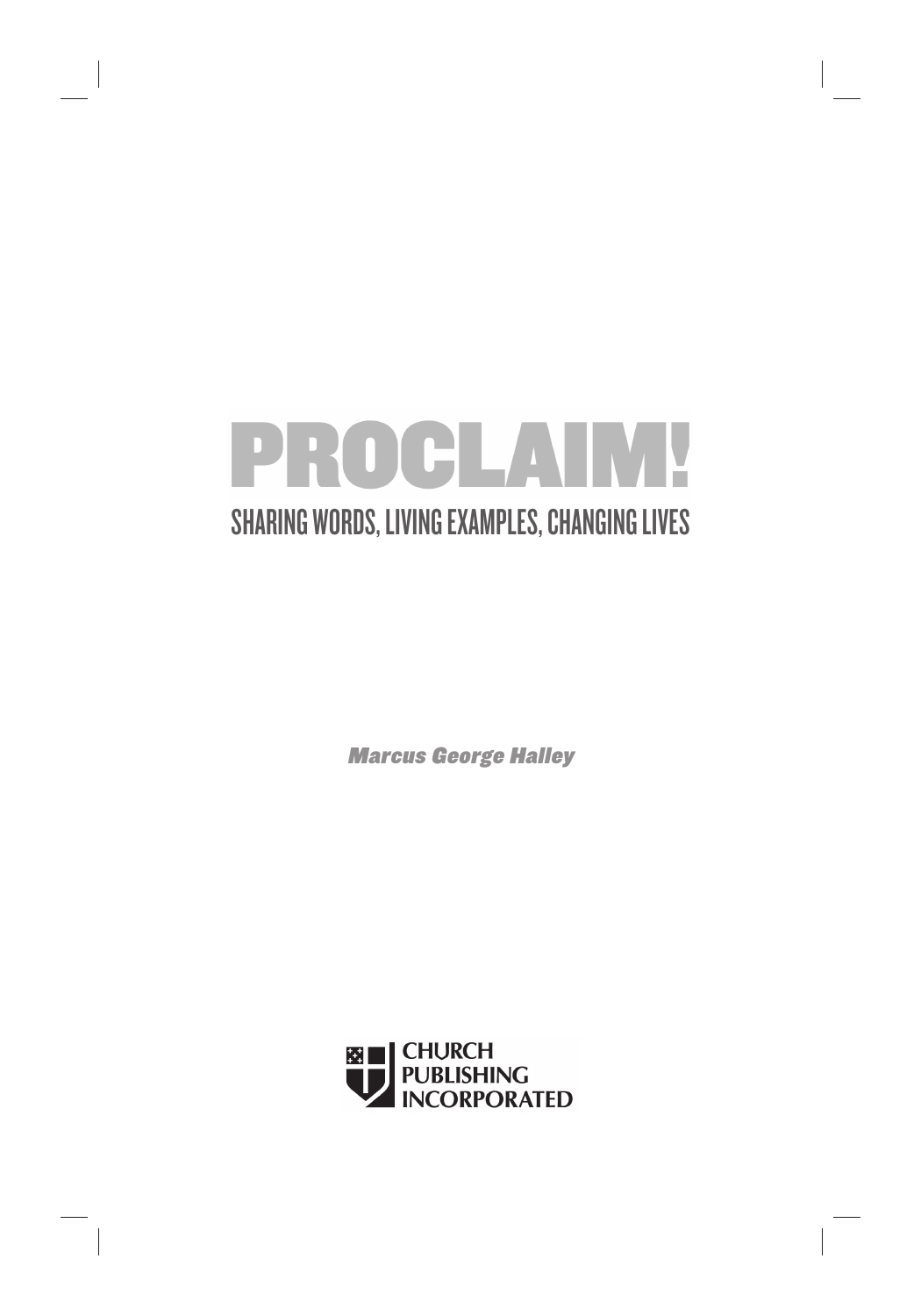# PROCLAIM!

## SHARING WORDS, LIVING EXAMPLES, CHANGING LIVES

***Marcus George Halley***

CHURCH
PUBLISHING
INCORPORATED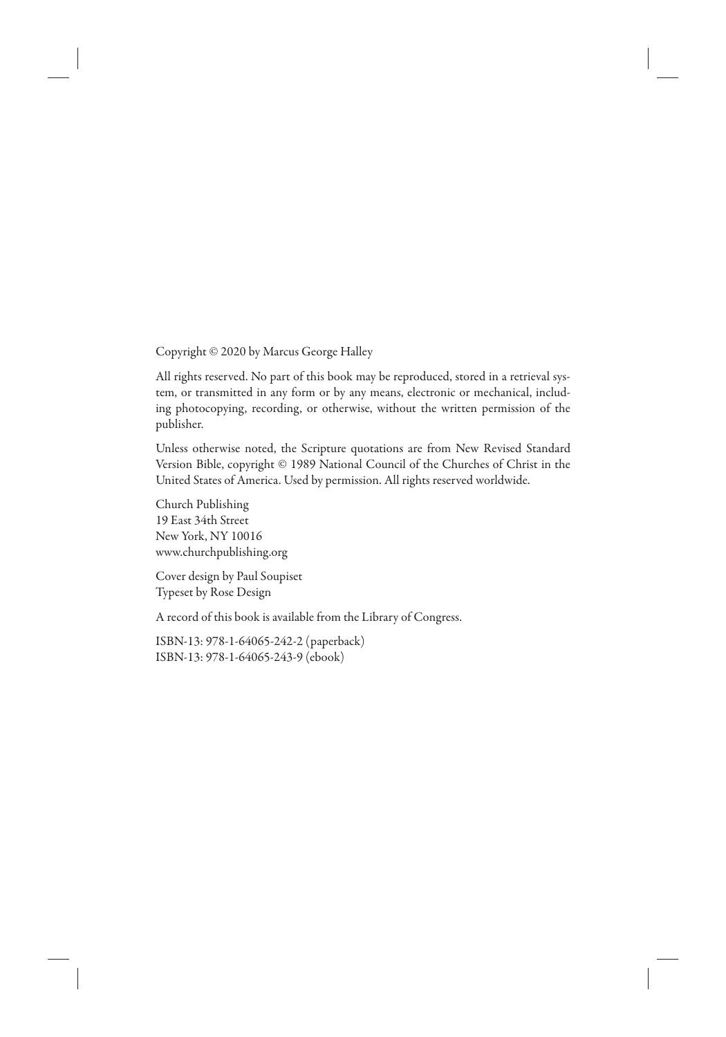Copyright © 2020 by Marcus George Halley

All rights reserved. No part of this book may be reproduced, stored in a retrieval system, or transmitted in any form or by any means, electronic or mechanical, including photocopying, recording, or otherwise, without the written permission of the publisher.

Unless otherwise noted, the Scripture quotations are from New Revised Standard Version Bible, copyright © 1989 National Council of the Churches of Christ in the United States of America. Used by permission. All rights reserved worldwide.

Church Publishing  
19 East 34th Street  
New York, NY 10016  
www.churchpublishing.org

Cover design by Paul Soupiset  
Typeset by Rose Design

A record of this book is available from the Library of Congress.

ISBN-13: 978-1-64065-242-2 (paperback)  
ISBN-13: 978-1-64065-243-9 (ebook)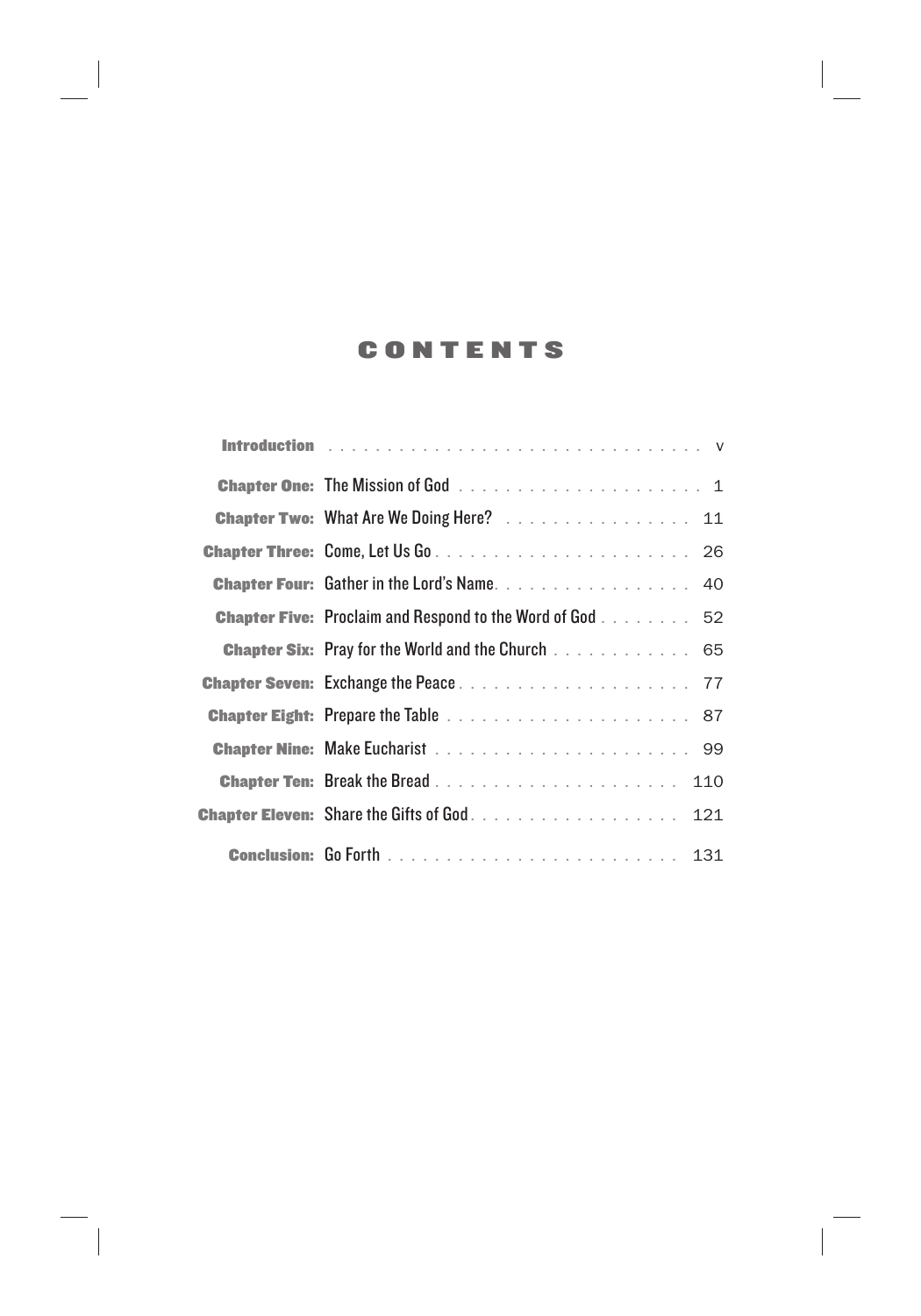# CONTENTS

| | | |
|---|---|---|
| **Introduction** | | v |
| **Chapter One:** | The Mission of God | 1 |
| **Chapter Two:** | What Are We Doing Here? | 11 |
| **Chapter Three:** | Come, Let Us Go | 26 |
| **Chapter Four:** | Gather in the Lord's Name | 40 |
| **Chapter Five:** | Proclaim and Respond to the Word of God | 52 |
| **Chapter Six:** | Pray for the World and the Church | 65 |
| **Chapter Seven:** | Exchange the Peace | 77 |
| **Chapter Eight:** | Prepare the Table | 87 |
| **Chapter Nine:** | Make Eucharist | 99 |
| **Chapter Ten:** | Break the Bread | 110 |
| **Chapter Eleven:** | Share the Gifts of God | 121 |
| **Conclusion:** | Go Forth | 131 |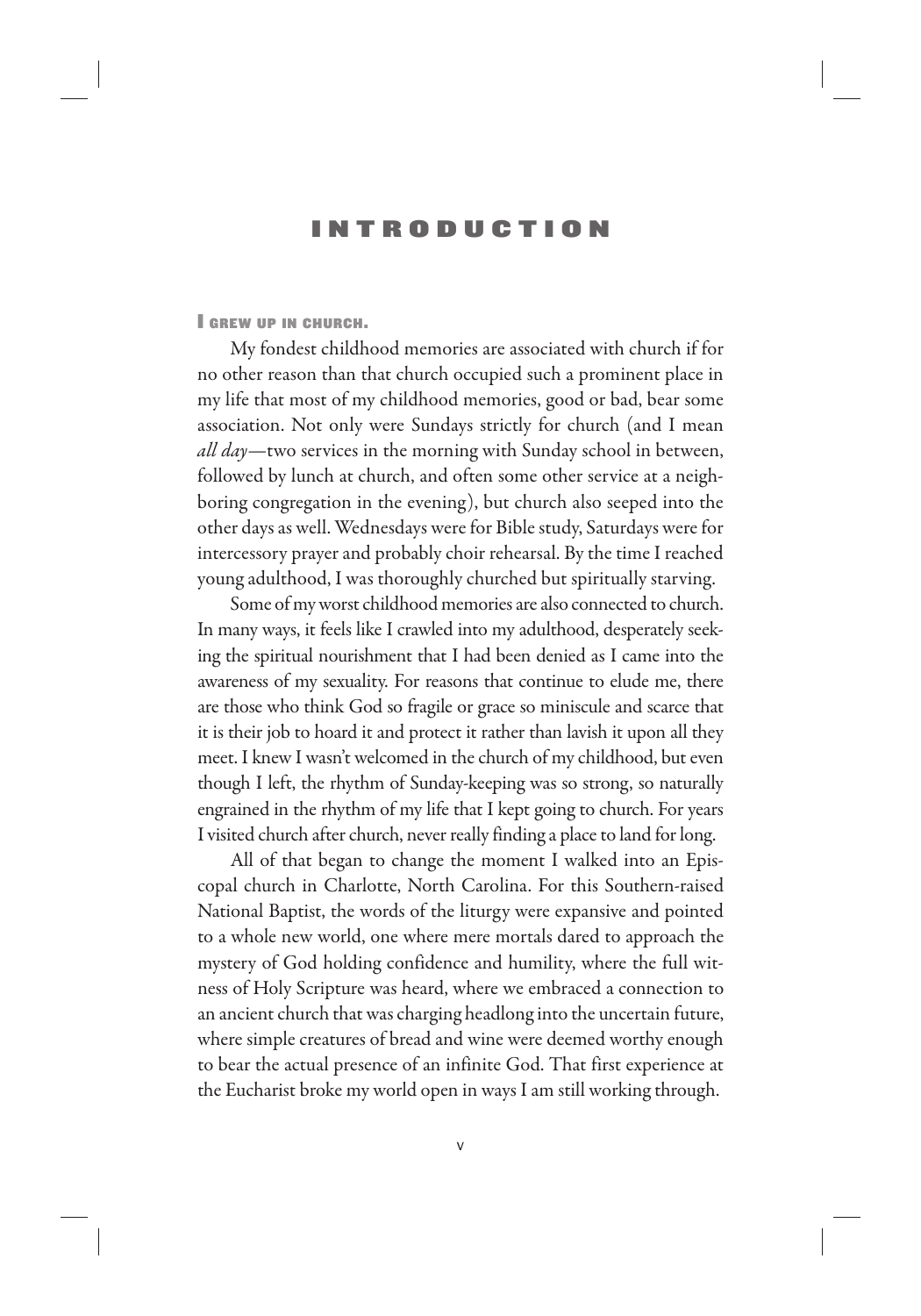# INTRODUCTION

**I GREW UP IN CHURCH.**

My fondest childhood memories are associated with church if for no other reason than that church occupied such a prominent place in my life that most of my childhood memories, good or bad, bear some association. Not only were Sundays strictly for church (and I mean *all day*—two services in the morning with Sunday school in between, followed by lunch at church, and often some other service at a neighboring congregation in the evening), but church also seeped into the other days as well. Wednesdays were for Bible study, Saturdays were for intercessory prayer and probably choir rehearsal. By the time I reached young adulthood, I was thoroughly churched but spiritually starving.

Some of my worst childhood memories are also connected to church. In many ways, it feels like I crawled into my adulthood, desperately seeking the spiritual nourishment that I had been denied as I came into the awareness of my sexuality. For reasons that continue to elude me, there are those who think God so fragile or grace so miniscule and scarce that it is their job to hoard it and protect it rather than lavish it upon all they meet. I knew I wasn't welcomed in the church of my childhood, but even though I left, the rhythm of Sunday-keeping was so strong, so naturally engrained in the rhythm of my life that I kept going to church. For years I visited church after church, never really finding a place to land for long.

All of that began to change the moment I walked into an Episcopal church in Charlotte, North Carolina. For this Southern-raised National Baptist, the words of the liturgy were expansive and pointed to a whole new world, one where mere mortals dared to approach the mystery of God holding confidence and humility, where the full witness of Holy Scripture was heard, where we embraced a connection to an ancient church that was charging headlong into the uncertain future, where simple creatures of bread and wine were deemed worthy enough to bear the actual presence of an infinite God. That first experience at the Eucharist broke my world open in ways I am still working through.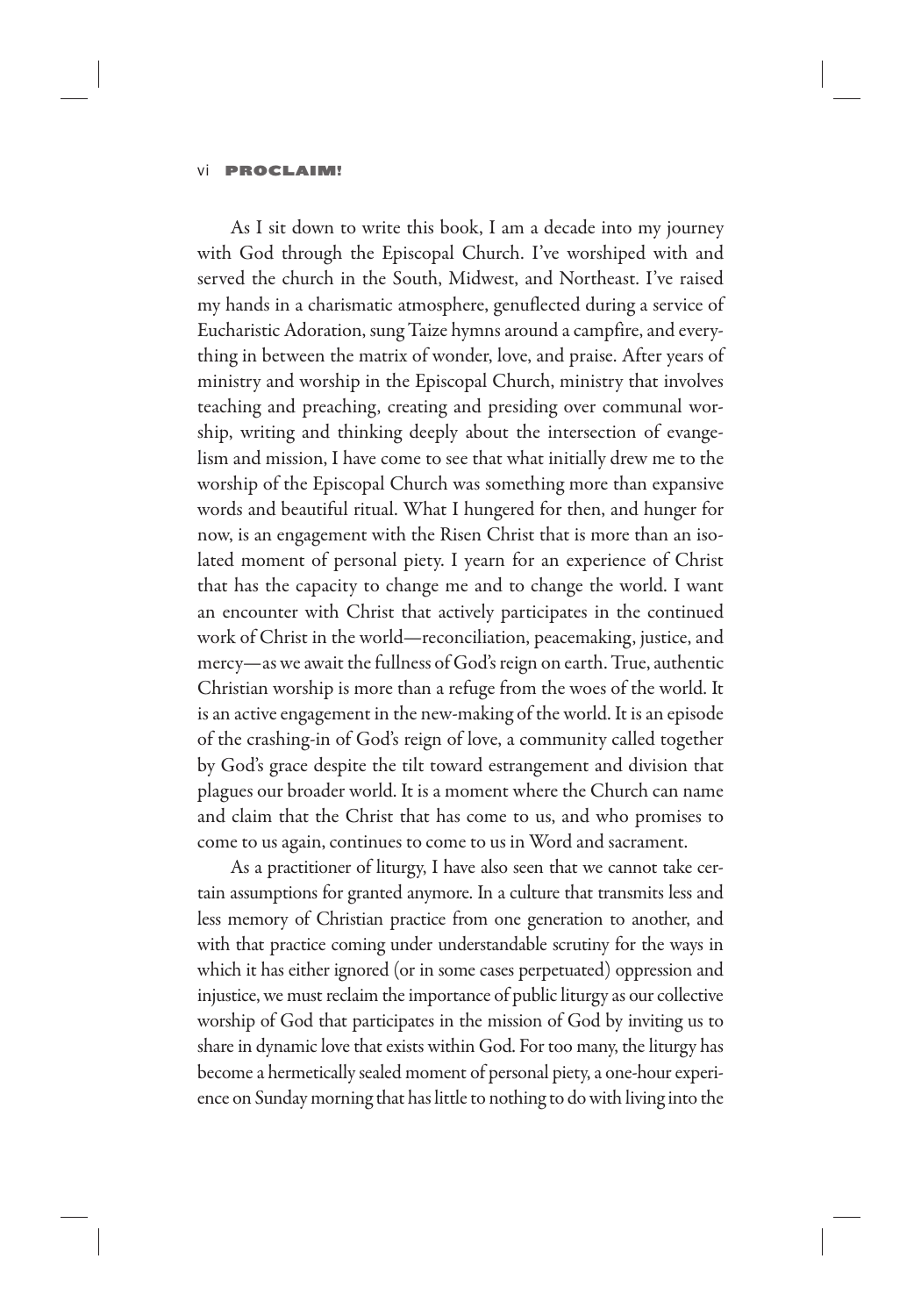As I sit down to write this book, I am a decade into my journey with God through the Episcopal Church. I've worshiped with and served the church in the South, Midwest, and Northeast. I've raised my hands in a charismatic atmosphere, genuflected during a service of Eucharistic Adoration, sung Taize hymns around a campfire, and everything in between the matrix of wonder, love, and praise. After years of ministry and worship in the Episcopal Church, ministry that involves teaching and preaching, creating and presiding over communal worship, writing and thinking deeply about the intersection of evangelism and mission, I have come to see that what initially drew me to the worship of the Episcopal Church was something more than expansive words and beautiful ritual. What I hungered for then, and hunger for now, is an engagement with the Risen Christ that is more than an isolated moment of personal piety. I yearn for an experience of Christ that has the capacity to change me and to change the world. I want an encounter with Christ that actively participates in the continued work of Christ in the world—reconciliation, peacemaking, justice, and mercy—as we await the fullness of God's reign on earth. True, authentic Christian worship is more than a refuge from the woes of the world. It is an active engagement in the new-making of the world. It is an episode of the crashing-in of God's reign of love, a community called together by God's grace despite the tilt toward estrangement and division that plagues our broader world. It is a moment where the Church can name and claim that the Christ that has come to us, and who promises to come to us again, continues to come to us in Word and sacrament.

As a practitioner of liturgy, I have also seen that we cannot take certain assumptions for granted anymore. In a culture that transmits less and less memory of Christian practice from one generation to another, and with that practice coming under understandable scrutiny for the ways in which it has either ignored (or in some cases perpetuated) oppression and injustice, we must reclaim the importance of public liturgy as our collective worship of God that participates in the mission of God by inviting us to share in dynamic love that exists within God. For too many, the liturgy has become a hermetically sealed moment of personal piety, a one-hour experience on Sunday morning that has little to nothing to do with living into the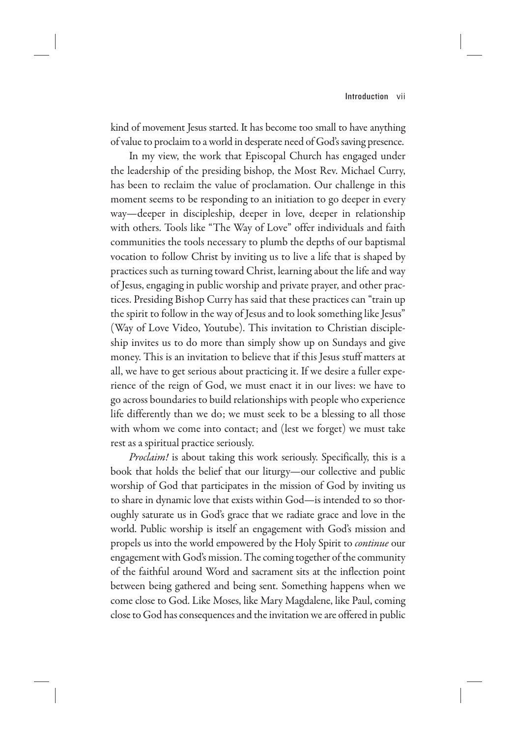kind of movement Jesus started. It has become too small to have anything of value to proclaim to a world in desperate need of God's saving presence.

In my view, the work that Episcopal Church has engaged under the leadership of the presiding bishop, the Most Rev. Michael Curry, has been to reclaim the value of proclamation. Our challenge in this moment seems to be responding to an initiation to go deeper in every way—deeper in discipleship, deeper in love, deeper in relationship with others. Tools like "The Way of Love" offer individuals and faith communities the tools necessary to plumb the depths of our baptismal vocation to follow Christ by inviting us to live a life that is shaped by practices such as turning toward Christ, learning about the life and way of Jesus, engaging in public worship and private prayer, and other practices. Presiding Bishop Curry has said that these practices can "train up the spirit to follow in the way of Jesus and to look something like Jesus" (Way of Love Video, Youtube). This invitation to Christian discipleship invites us to do more than simply show up on Sundays and give money. This is an invitation to believe that if this Jesus stuff matters at all, we have to get serious about practicing it. If we desire a fuller experience of the reign of God, we must enact it in our lives: we have to go across boundaries to build relationships with people who experience life differently than we do; we must seek to be a blessing to all those with whom we come into contact; and (lest we forget) we must take rest as a spiritual practice seriously.

*Proclaim!* is about taking this work seriously. Specifically, this is a book that holds the belief that our liturgy—our collective and public worship of God that participates in the mission of God by inviting us to share in dynamic love that exists within God—is intended to so thoroughly saturate us in God's grace that we radiate grace and love in the world. Public worship is itself an engagement with God's mission and propels us into the world empowered by the Holy Spirit to *continue* our engagement with God's mission. The coming together of the community of the faithful around Word and sacrament sits at the inflection point between being gathered and being sent. Something happens when we come close to God. Like Moses, like Mary Magdalene, like Paul, coming close to God has consequences and the invitation we are offered in public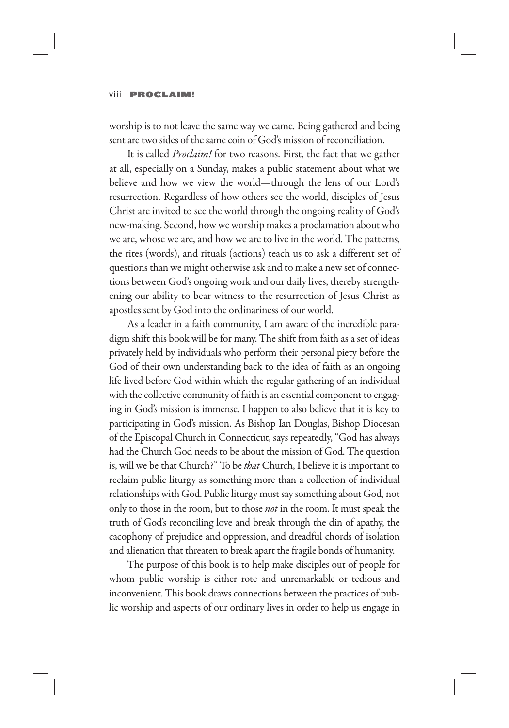worship is to not leave the same way we came. Being gathered and being sent are two sides of the same coin of God's mission of reconciliation.

It is called *Proclaim!* for two reasons. First, the fact that we gather at all, especially on a Sunday, makes a public statement about what we believe and how we view the world—through the lens of our Lord's resurrection. Regardless of how others see the world, disciples of Jesus Christ are invited to see the world through the ongoing reality of God's new-making. Second, how we worship makes a proclamation about who we are, whose we are, and how we are to live in the world. The patterns, the rites (words), and rituals (actions) teach us to ask a different set of questions than we might otherwise ask and to make a new set of connections between God's ongoing work and our daily lives, thereby strengthening our ability to bear witness to the resurrection of Jesus Christ as apostles sent by God into the ordinariness of our world.

As a leader in a faith community, I am aware of the incredible paradigm shift this book will be for many. The shift from faith as a set of ideas privately held by individuals who perform their personal piety before the God of their own understanding back to the idea of faith as an ongoing life lived before God within which the regular gathering of an individual with the collective community of faith is an essential component to engaging in God's mission is immense. I happen to also believe that it is key to participating in God's mission. As Bishop Ian Douglas, Bishop Diocesan of the Episcopal Church in Connecticut, says repeatedly, "God has always had the Church God needs to be about the mission of God. The question is, will we be that Church?" To be *that* Church, I believe it is important to reclaim public liturgy as something more than a collection of individual relationships with God. Public liturgy must say something about God, not only to those in the room, but to those *not* in the room. It must speak the truth of God's reconciling love and break through the din of apathy, the cacophony of prejudice and oppression, and dreadful chords of isolation and alienation that threaten to break apart the fragile bonds of humanity.

The purpose of this book is to help make disciples out of people for whom public worship is either rote and unremarkable or tedious and inconvenient. This book draws connections between the practices of public worship and aspects of our ordinary lives in order to help us engage in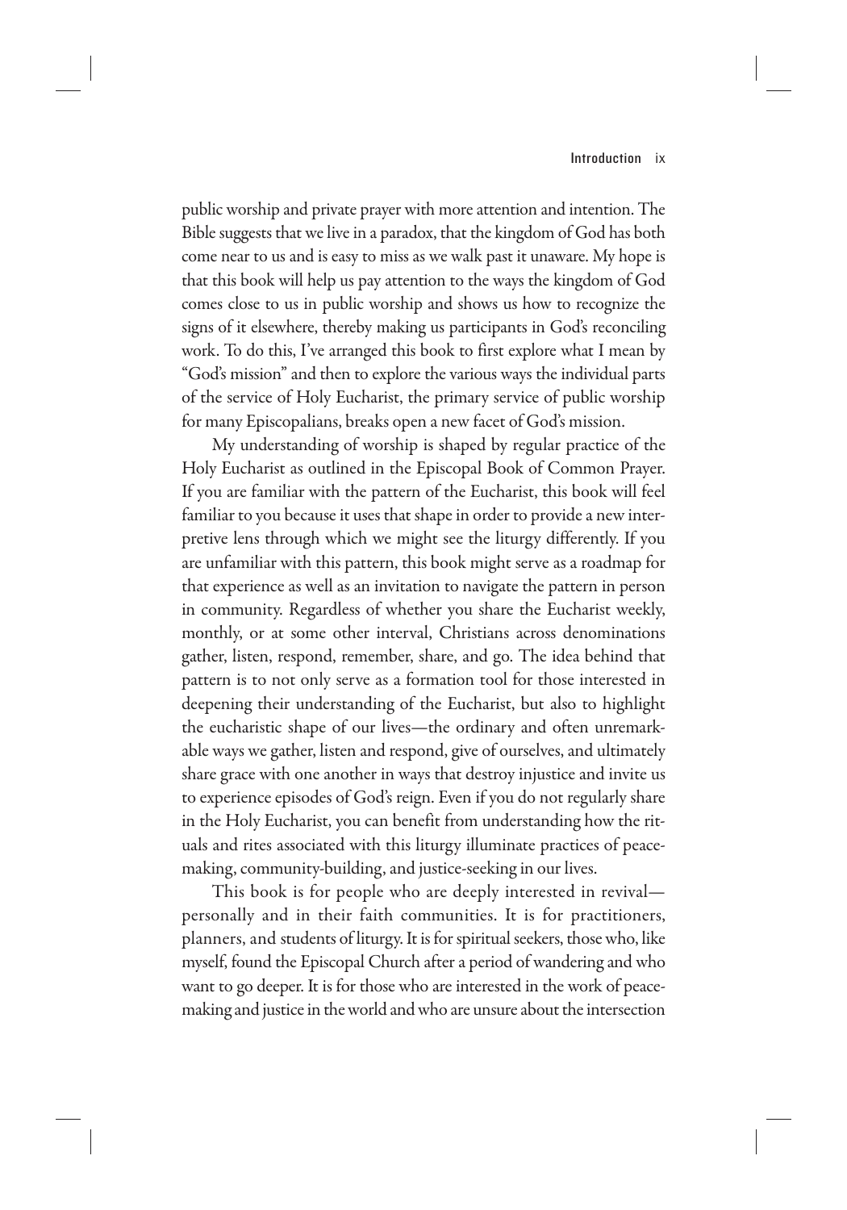public worship and private prayer with more attention and intention. The Bible suggests that we live in a paradox, that the kingdom of God has both come near to us and is easy to miss as we walk past it unaware. My hope is that this book will help us pay attention to the ways the kingdom of God comes close to us in public worship and shows us how to recognize the signs of it elsewhere, thereby making us participants in God's reconciling work. To do this, I've arranged this book to first explore what I mean by "God's mission" and then to explore the various ways the individual parts of the service of Holy Eucharist, the primary service of public worship for many Episcopalians, breaks open a new facet of God's mission.

My understanding of worship is shaped by regular practice of the Holy Eucharist as outlined in the Episcopal Book of Common Prayer. If you are familiar with the pattern of the Eucharist, this book will feel familiar to you because it uses that shape in order to provide a new interpretive lens through which we might see the liturgy differently. If you are unfamiliar with this pattern, this book might serve as a roadmap for that experience as well as an invitation to navigate the pattern in person in community. Regardless of whether you share the Eucharist weekly, monthly, or at some other interval, Christians across denominations gather, listen, respond, remember, share, and go. The idea behind that pattern is to not only serve as a formation tool for those interested in deepening their understanding of the Eucharist, but also to highlight the eucharistic shape of our lives—the ordinary and often unremarkable ways we gather, listen and respond, give of ourselves, and ultimately share grace with one another in ways that destroy injustice and invite us to experience episodes of God's reign. Even if you do not regularly share in the Holy Eucharist, you can benefit from understanding how the rituals and rites associated with this liturgy illuminate practices of peacemaking, community-building, and justice-seeking in our lives.

This book is for people who are deeply interested in revival—personally and in their faith communities. It is for practitioners, planners, and students of liturgy. It is for spiritual seekers, those who, like myself, found the Episcopal Church after a period of wandering and who want to go deeper. It is for those who are interested in the work of peacemaking and justice in the world and who are unsure about the intersection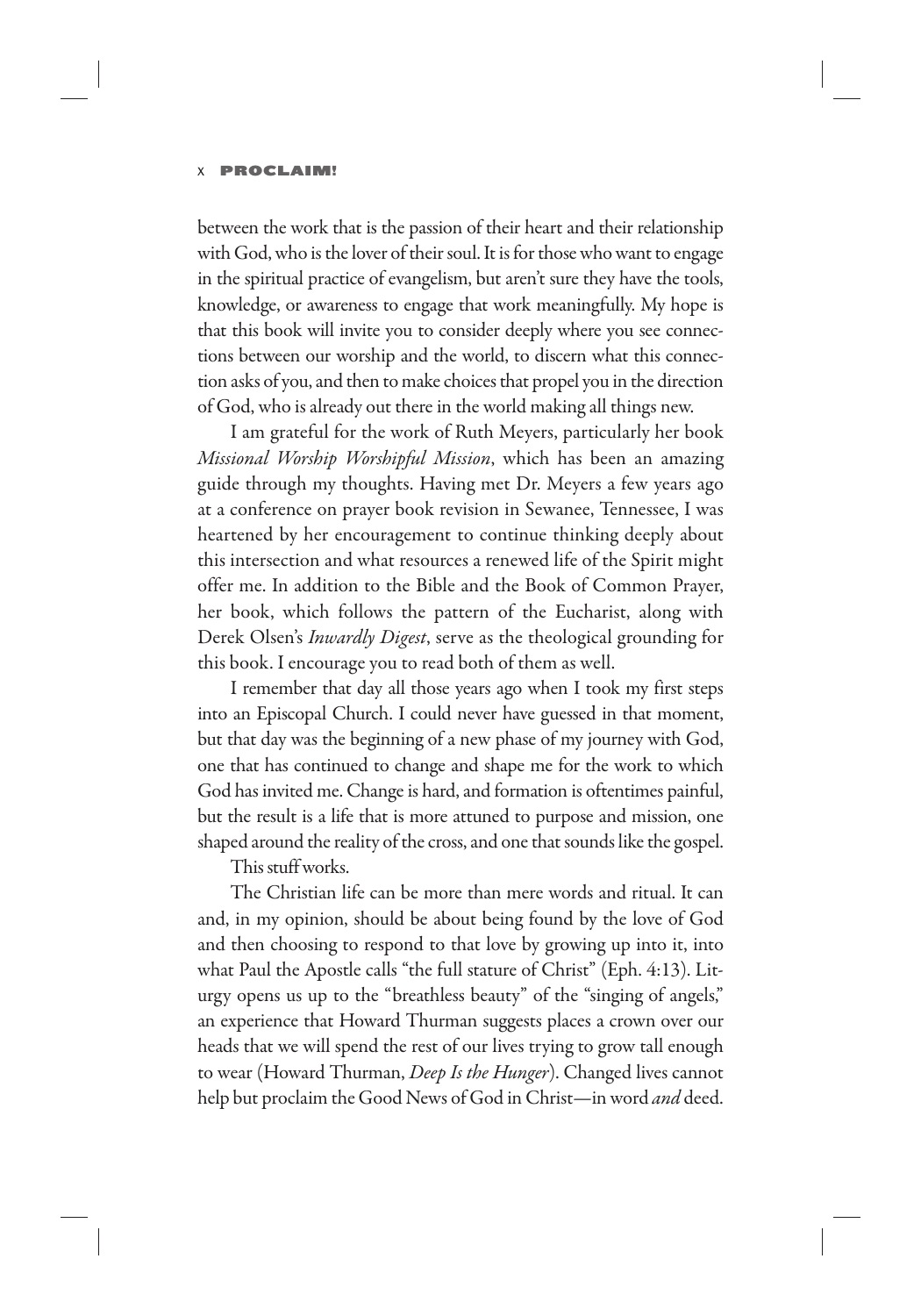between the work that is the passion of their heart and their relationship with God, who is the lover of their soul. It is for those who want to engage in the spiritual practice of evangelism, but aren't sure they have the tools, knowledge, or awareness to engage that work meaningfully. My hope is that this book will invite you to consider deeply where you see connections between our worship and the world, to discern what this connection asks of you, and then to make choices that propel you in the direction of God, who is already out there in the world making all things new.

I am grateful for the work of Ruth Meyers, particularly her book *Missional Worship Worshipful Mission*, which has been an amazing guide through my thoughts. Having met Dr. Meyers a few years ago at a conference on prayer book revision in Sewanee, Tennessee, I was heartened by her encouragement to continue thinking deeply about this intersection and what resources a renewed life of the Spirit might offer me. In addition to the Bible and the Book of Common Prayer, her book, which follows the pattern of the Eucharist, along with Derek Olsen's *Inwardly Digest*, serve as the theological grounding for this book. I encourage you to read both of them as well.

I remember that day all those years ago when I took my first steps into an Episcopal Church. I could never have guessed in that moment, but that day was the beginning of a new phase of my journey with God, one that has continued to change and shape me for the work to which God has invited me. Change is hard, and formation is oftentimes painful, but the result is a life that is more attuned to purpose and mission, one shaped around the reality of the cross, and one that sounds like the gospel.

This stuff works.

The Christian life can be more than mere words and ritual. It can and, in my opinion, should be about being found by the love of God and then choosing to respond to that love by growing up into it, into what Paul the Apostle calls "the full stature of Christ" (Eph. 4:13). Liturgy opens us up to the "breathless beauty" of the "singing of angels," an experience that Howard Thurman suggests places a crown over our heads that we will spend the rest of our lives trying to grow tall enough to wear (Howard Thurman, *Deep Is the Hunger*). Changed lives cannot help but proclaim the Good News of God in Christ—in word *and* deed.